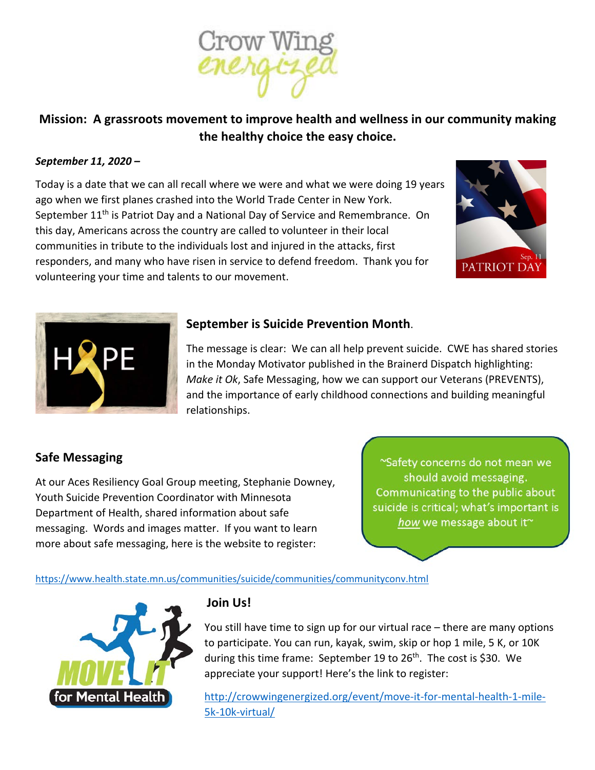Crow Wing energized

**Mission: A grassroots movement to improve health and wellness in our community making the healthy choice the easy choice.**

***September 11, 2020 –***

Today is a date that we can all recall where we were and what we were doing 19 years ago when we first planes crashed into the World Trade Center in New York. September 11th is Patriot Day and a National Day of Service and Remembrance. On this day, Americans across the country are called to volunteer in their local communities in tribute to the individuals lost and injured in the attacks, first responders, and many who have risen in service to defend freedom. Thank you for volunteering your time and talents to our movement.

## **September is Suicide Prevention Month**.

The message is clear: We can all help prevent suicide. CWE has shared stories in the Monday Motivator published in the Brainerd Dispatch highlighting: *Make it Ok*, Safe Messaging, how we can support our Veterans (PREVENTS), and the importance of early childhood connections and building meaningful relationships.

## **Safe Messaging**

At our Aces Resiliency Goal Group meeting, Stephanie Downey, Youth Suicide Prevention Coordinator with Minnesota Department of Health, shared information about safe messaging. Words and images matter. If you want to learn more about safe messaging, here is the website to register:

~Safety concerns do not mean we should avoid messaging. Communicating to the public about suicide is critical; what's important is *how* we message about it~

https://www.health.state.mn.us/communities/suicide/communities/communityconv.html

## **Join Us!**

You still have time to sign up for our virtual race – there are many options to participate. You can run, kayak, swim, skip or hop 1 mile, 5 K, or 10K during this time frame: September 19 to 26th. The cost is $30. We appreciate your support! Here's the link to register:

http://crowwingenergized.org/event/move-it-for-mental-health-1-mile-5k-10k-virtual/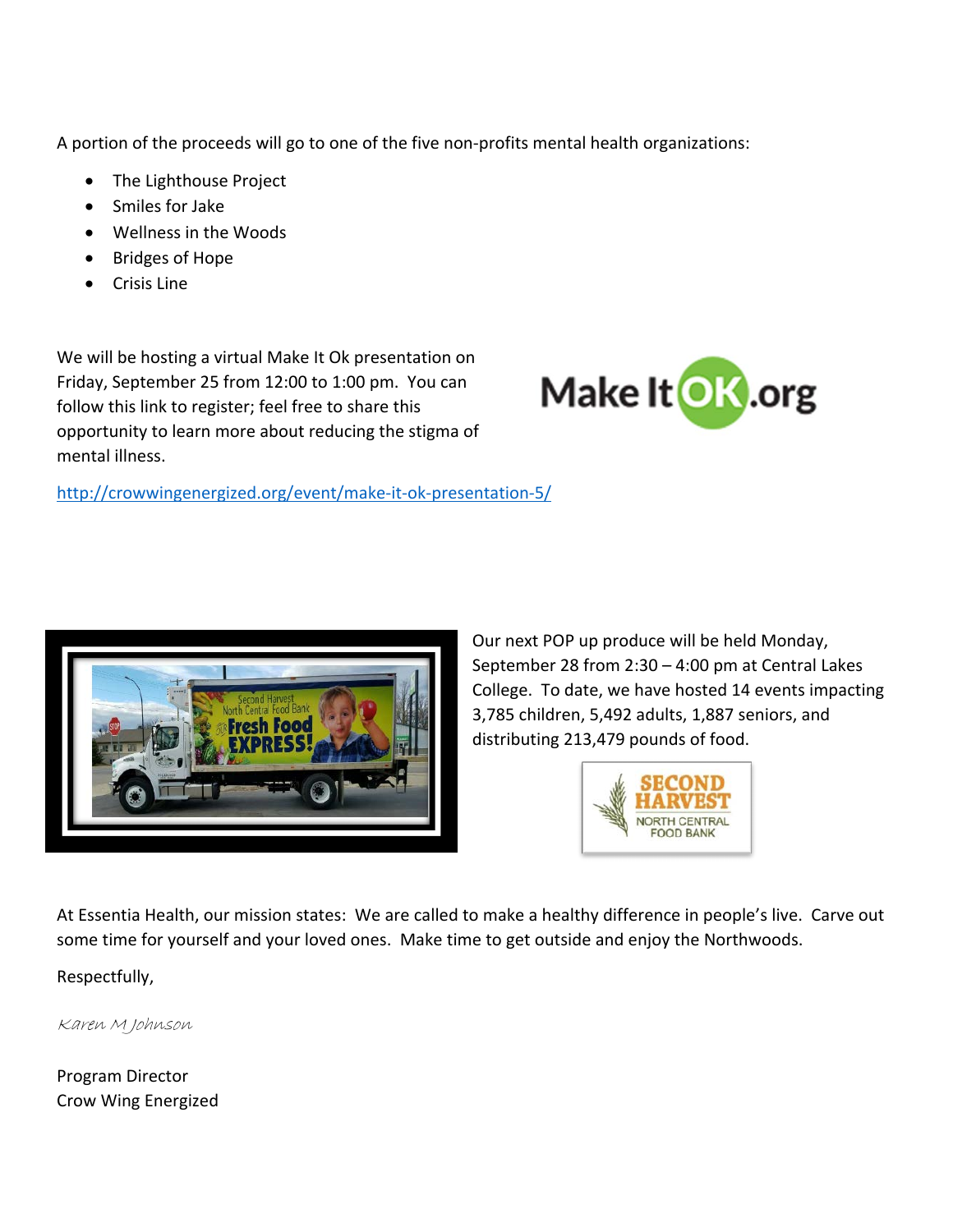A portion of the proceeds will go to one of the five non-profits mental health organizations:

- The Lighthouse Project
- Smiles for Jake
- Wellness in the Woods
- Bridges of Hope
- Crisis Line

We will be hosting a virtual Make It Ok presentation on Friday, September 25 from 12:00 to 1:00 pm. You can follow this link to register; feel free to share this opportunity to learn more about reducing the stigma of mental illness.

http://crowwingenergized.org/event/make-it-ok-presentation-5/

Our next POP up produce will be held Monday, September 28 from 2:30 – 4:00 pm at Central Lakes College. To date, we have hosted 14 events impacting 3,785 children, 5,492 adults, 1,887 seniors, and distributing 213,479 pounds of food.

At Essentia Health, our mission states: We are called to make a healthy difference in people's live. Carve out some time for yourself and your loved ones. Make time to get outside and enjoy the Northwoods.

Respectfully,

*Karen M Johnson*

Program Director
Crow Wing Energized